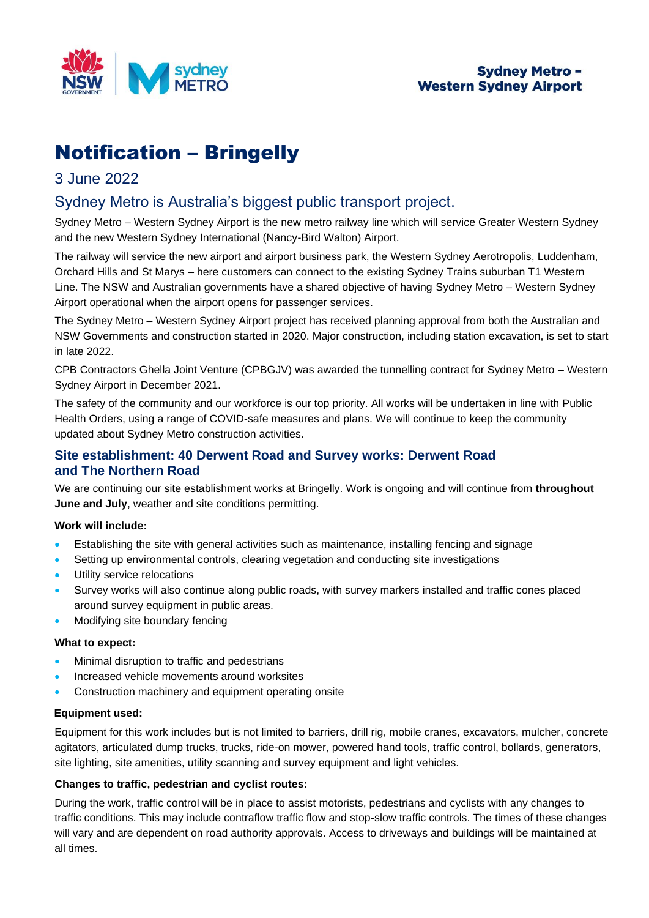Sydney Metro – Western Sydney Airport

# Notification – Bringelly

## 3 June 2022

## Sydney Metro is Australia's biggest public transport project.

Sydney Metro – Western Sydney Airport is the new metro railway line which will service Greater Western Sydney and the new Western Sydney International (Nancy-Bird Walton) Airport.

The railway will service the new airport and airport business park, the Western Sydney Aerotropolis, Luddenham, Orchard Hills and St Marys – here customers can connect to the existing Sydney Trains suburban T1 Western Line. The NSW and Australian governments have a shared objective of having Sydney Metro – Western Sydney Airport operational when the airport opens for passenger services.

The Sydney Metro – Western Sydney Airport project has received planning approval from both the Australian and NSW Governments and construction started in 2020. Major construction, including station excavation, is set to start in late 2022.

CPB Contractors Ghella Joint Venture (CPBGJV) was awarded the tunnelling contract for Sydney Metro – Western Sydney Airport in December 2021.

The safety of the community and our workforce is our top priority. All works will be undertaken in line with Public Health Orders, using a range of COVID-safe measures and plans. We will continue to keep the community updated about Sydney Metro construction activities.

### Site establishment: 40 Derwent Road and Survey works: Derwent Road and The Northern Road

We are continuing our site establishment works at Bringelly. Work is ongoing and will continue from **throughout June and July**, weather and site conditions permitting.

**Work will include:**

- Establishing the site with general activities such as maintenance, installing fencing and signage
- Setting up environmental controls, clearing vegetation and conducting site investigations
- Utility service relocations
- Survey works will also continue along public roads, with survey markers installed and traffic cones placed around survey equipment in public areas.
- Modifying site boundary fencing

**What to expect:**

- Minimal disruption to traffic and pedestrians
- Increased vehicle movements around worksites
- Construction machinery and equipment operating onsite

**Equipment used:**

Equipment for this work includes but is not limited to barriers, drill rig, mobile cranes, excavators, mulcher, concrete agitators, articulated dump trucks, trucks, ride-on mower, powered hand tools, traffic control, bollards, generators, site lighting, site amenities, utility scanning and survey equipment and light vehicles.

**Changes to traffic, pedestrian and cyclist routes:**

During the work, traffic control will be in place to assist motorists, pedestrians and cyclists with any changes to traffic conditions. This may include contraflow traffic flow and stop-slow traffic controls. The times of these changes will vary and are dependent on road authority approvals. Access to driveways and buildings will be maintained at all times.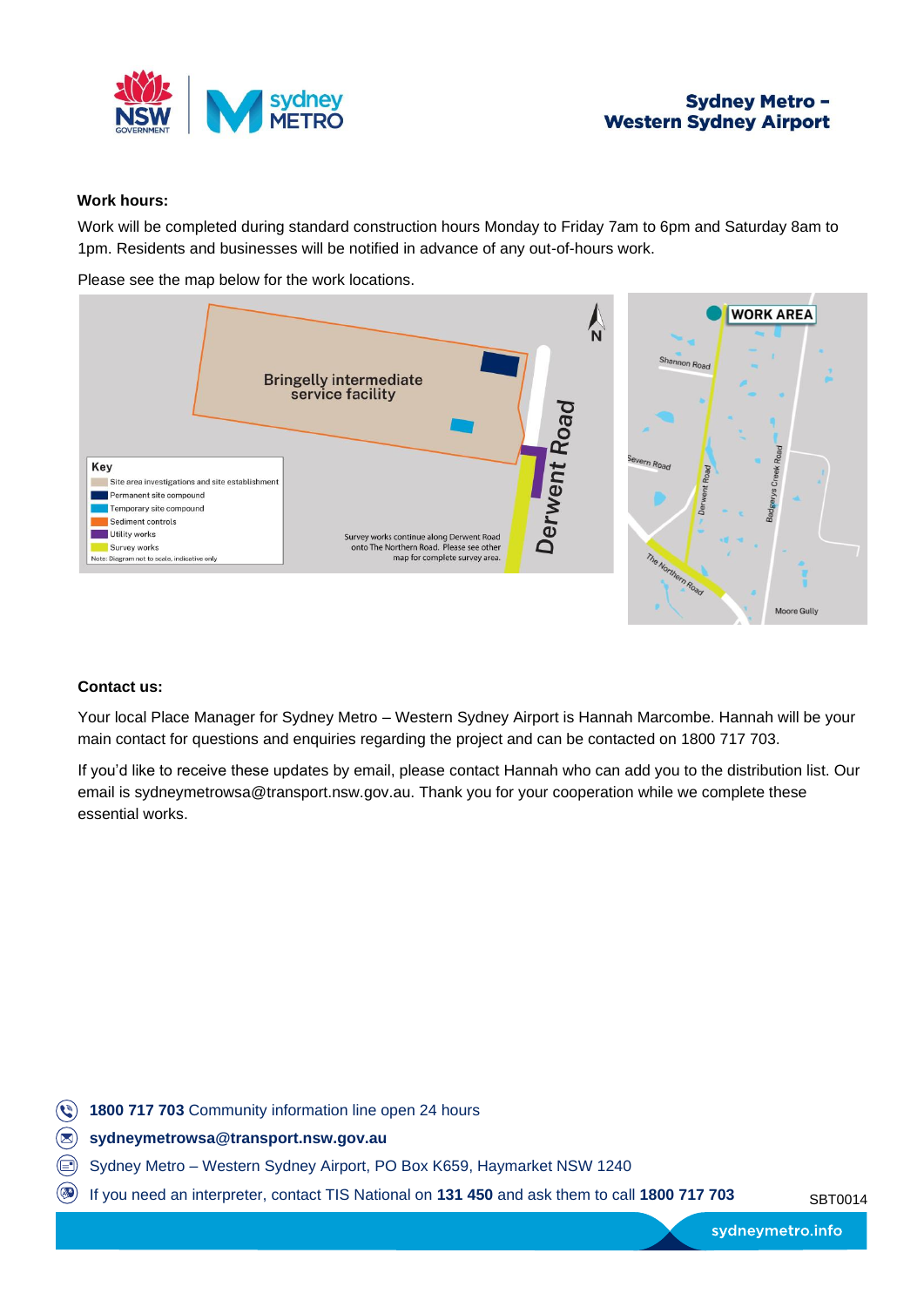**Work hours:**

Work will be completed during standard construction hours Monday to Friday 7am to 6pm and Saturday 8am to 1pm. Residents and businesses will be notified in advance of any out-of-hours work.

Please see the map below for the work locations.

Bringelly intermediate service facility

Derwent Road

N

Key
Site area investigations and site establishment
Permanent site compound
Temporary site compound
Sediment controls
Utility works
Survey works
Note: Diagram not to scale, indicative only

Survey works continue along Derwent Road onto The Northern Road. Please see other map for complete survey area.

WORK AREA

Shannon Road

Severn Road

Derwent Road

Badgerys Creek Road

The Northern Road

Moore Gully

**Contact us:**

Your local Place Manager for Sydney Metro – Western Sydney Airport is Hannah Marcombe. Hannah will be your main contact for questions and enquiries regarding the project and can be contacted on 1800 717 703.

If you'd like to receive these updates by email, please contact Hannah who can add you to the distribution list. Our email is sydneymetrowsa@transport.nsw.gov.au. Thank you for your cooperation while we complete these essential works.

**1800 717 703** Community information line open 24 hours

**sydneymetrowsa@transport.nsw.gov.au**

Sydney Metro – Western Sydney Airport, PO Box K659, Haymarket NSW 1240

If you need an interpreter, contact TIS National on **131 450** and ask them to call **1800 717 703**

SBT0014

sydneymetro.info